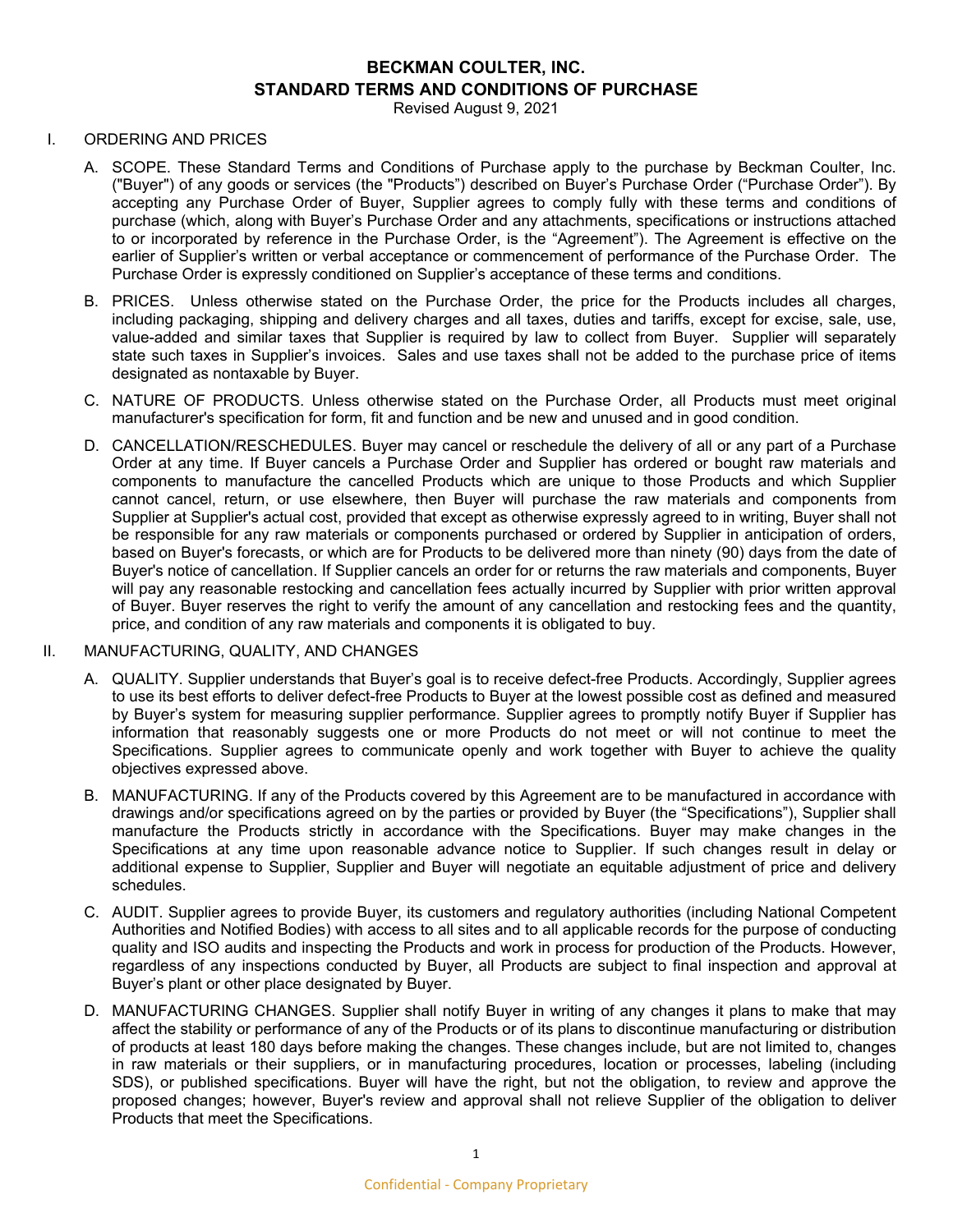# BECKMAN COULTER, INC.
# STANDARD TERMS AND CONDITIONS OF PURCHASE

Revised August 9, 2021

## I. ORDERING AND PRICES

A. SCOPE. These Standard Terms and Conditions of Purchase apply to the purchase by Beckman Coulter, Inc. ("Buyer") of any goods or services (the "Products") described on Buyer's Purchase Order ("Purchase Order"). By accepting any Purchase Order of Buyer, Supplier agrees to comply fully with these terms and conditions of purchase (which, along with Buyer's Purchase Order and any attachments, specifications or instructions attached to or incorporated by reference in the Purchase Order, is the "Agreement"). The Agreement is effective on the earlier of Supplier's written or verbal acceptance or commencement of performance of the Purchase Order. The Purchase Order is expressly conditioned on Supplier's acceptance of these terms and conditions.

B. PRICES. Unless otherwise stated on the Purchase Order, the price for the Products includes all charges, including packaging, shipping and delivery charges and all taxes, duties and tariffs, except for excise, sale, use, value-added and similar taxes that Supplier is required by law to collect from Buyer. Supplier will separately state such taxes in Supplier's invoices. Sales and use taxes shall not be added to the purchase price of items designated as nontaxable by Buyer.

C. NATURE OF PRODUCTS. Unless otherwise stated on the Purchase Order, all Products must meet original manufacturer's specification for form, fit and function and be new and unused and in good condition.

D. CANCELLATION/RESCHEDULES. Buyer may cancel or reschedule the delivery of all or any part of a Purchase Order at any time. If Buyer cancels a Purchase Order and Supplier has ordered or bought raw materials and components to manufacture the cancelled Products which are unique to those Products and which Supplier cannot cancel, return, or use elsewhere, then Buyer will purchase the raw materials and components from Supplier at Supplier's actual cost, provided that except as otherwise expressly agreed to in writing, Buyer shall not be responsible for any raw materials or components purchased or ordered by Supplier in anticipation of orders, based on Buyer's forecasts, or which are for Products to be delivered more than ninety (90) days from the date of Buyer's notice of cancellation. If Supplier cancels an order for or returns the raw materials and components, Buyer will pay any reasonable restocking and cancellation fees actually incurred by Supplier with prior written approval of Buyer. Buyer reserves the right to verify the amount of any cancellation and restocking fees and the quantity, price, and condition of any raw materials and components it is obligated to buy.

## II. MANUFACTURING, QUALITY, AND CHANGES

A. QUALITY. Supplier understands that Buyer's goal is to receive defect-free Products. Accordingly, Supplier agrees to use its best efforts to deliver defect-free Products to Buyer at the lowest possible cost as defined and measured by Buyer's system for measuring supplier performance. Supplier agrees to promptly notify Buyer if Supplier has information that reasonably suggests one or more Products do not meet or will not continue to meet the Specifications. Supplier agrees to communicate openly and work together with Buyer to achieve the quality objectives expressed above.

B. MANUFACTURING. If any of the Products covered by this Agreement are to be manufactured in accordance with drawings and/or specifications agreed on by the parties or provided by Buyer (the "Specifications"), Supplier shall manufacture the Products strictly in accordance with the Specifications. Buyer may make changes in the Specifications at any time upon reasonable advance notice to Supplier. If such changes result in delay or additional expense to Supplier, Supplier and Buyer will negotiate an equitable adjustment of price and delivery schedules.

C. AUDIT. Supplier agrees to provide Buyer, its customers and regulatory authorities (including National Competent Authorities and Notified Bodies) with access to all sites and to all applicable records for the purpose of conducting quality and ISO audits and inspecting the Products and work in process for production of the Products. However, regardless of any inspections conducted by Buyer, all Products are subject to final inspection and approval at Buyer's plant or other place designated by Buyer.

D. MANUFACTURING CHANGES. Supplier shall notify Buyer in writing of any changes it plans to make that may affect the stability or performance of any of the Products or of its plans to discontinue manufacturing or distribution of products at least 180 days before making the changes. These changes include, but are not limited to, changes in raw materials or their suppliers, or in manufacturing procedures, location or processes, labeling (including SDS), or published specifications. Buyer will have the right, but not the obligation, to review and approve the proposed changes; however, Buyer's review and approval shall not relieve Supplier of the obligation to deliver Products that meet the Specifications.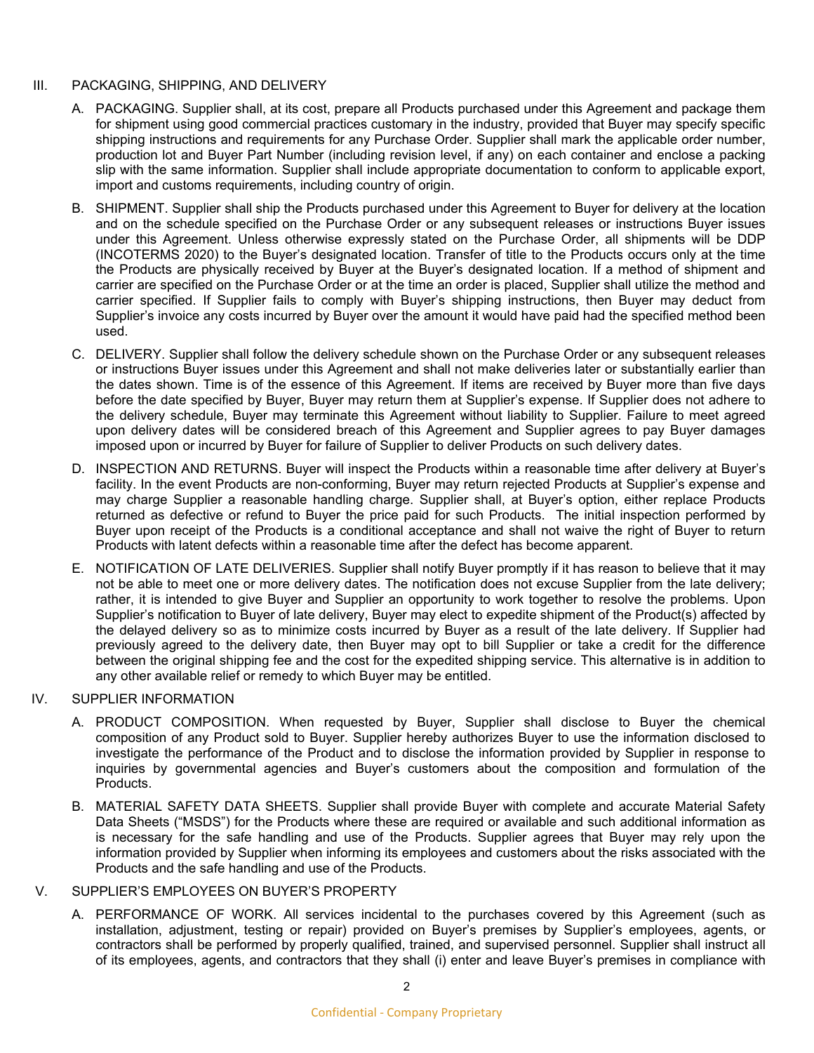## III. PACKAGING, SHIPPING, AND DELIVERY

A. PACKAGING. Supplier shall, at its cost, prepare all Products purchased under this Agreement and package them for shipment using good commercial practices customary in the industry, provided that Buyer may specify specific shipping instructions and requirements for any Purchase Order. Supplier shall mark the applicable order number, production lot and Buyer Part Number (including revision level, if any) on each container and enclose a packing slip with the same information. Supplier shall include appropriate documentation to conform to applicable export, import and customs requirements, including country of origin.

B. SHIPMENT. Supplier shall ship the Products purchased under this Agreement to Buyer for delivery at the location and on the schedule specified on the Purchase Order or any subsequent releases or instructions Buyer issues under this Agreement. Unless otherwise expressly stated on the Purchase Order, all shipments will be DDP (INCOTERMS 2020) to the Buyer's designated location. Transfer of title to the Products occurs only at the time the Products are physically received by Buyer at the Buyer's designated location. If a method of shipment and carrier are specified on the Purchase Order or at the time an order is placed, Supplier shall utilize the method and carrier specified. If Supplier fails to comply with Buyer's shipping instructions, then Buyer may deduct from Supplier's invoice any costs incurred by Buyer over the amount it would have paid had the specified method been used.

C. DELIVERY. Supplier shall follow the delivery schedule shown on the Purchase Order or any subsequent releases or instructions Buyer issues under this Agreement and shall not make deliveries later or substantially earlier than the dates shown. Time is of the essence of this Agreement. If items are received by Buyer more than five days before the date specified by Buyer, Buyer may return them at Supplier's expense. If Supplier does not adhere to the delivery schedule, Buyer may terminate this Agreement without liability to Supplier. Failure to meet agreed upon delivery dates will be considered breach of this Agreement and Supplier agrees to pay Buyer damages imposed upon or incurred by Buyer for failure of Supplier to deliver Products on such delivery dates.

D. INSPECTION AND RETURNS. Buyer will inspect the Products within a reasonable time after delivery at Buyer's facility. In the event Products are non-conforming, Buyer may return rejected Products at Supplier's expense and may charge Supplier a reasonable handling charge. Supplier shall, at Buyer's option, either replace Products returned as defective or refund to Buyer the price paid for such Products. The initial inspection performed by Buyer upon receipt of the Products is a conditional acceptance and shall not waive the right of Buyer to return Products with latent defects within a reasonable time after the defect has become apparent.

E. NOTIFICATION OF LATE DELIVERIES. Supplier shall notify Buyer promptly if it has reason to believe that it may not be able to meet one or more delivery dates. The notification does not excuse Supplier from the late delivery; rather, it is intended to give Buyer and Supplier an opportunity to work together to resolve the problems. Upon Supplier's notification to Buyer of late delivery, Buyer may elect to expedite shipment of the Product(s) affected by the delayed delivery so as to minimize costs incurred by Buyer as a result of the late delivery. If Supplier had previously agreed to the delivery date, then Buyer may opt to bill Supplier or take a credit for the difference between the original shipping fee and the cost for the expedited shipping service. This alternative is in addition to any other available relief or remedy to which Buyer may be entitled.

## IV. SUPPLIER INFORMATION

A. PRODUCT COMPOSITION. When requested by Buyer, Supplier shall disclose to Buyer the chemical composition of any Product sold to Buyer. Supplier hereby authorizes Buyer to use the information disclosed to investigate the performance of the Product and to disclose the information provided by Supplier in response to inquiries by governmental agencies and Buyer's customers about the composition and formulation of the Products.

B. MATERIAL SAFETY DATA SHEETS. Supplier shall provide Buyer with complete and accurate Material Safety Data Sheets ("MSDS") for the Products where these are required or available and such additional information as is necessary for the safe handling and use of the Products. Supplier agrees that Buyer may rely upon the information provided by Supplier when informing its employees and customers about the risks associated with the Products and the safe handling and use of the Products.

## V. SUPPLIER'S EMPLOYEES ON BUYER'S PROPERTY

A. PERFORMANCE OF WORK. All services incidental to the purchases covered by this Agreement (such as installation, adjustment, testing or repair) provided on Buyer's premises by Supplier's employees, agents, or contractors shall be performed by properly qualified, trained, and supervised personnel. Supplier shall instruct all of its employees, agents, and contractors that they shall (i) enter and leave Buyer's premises in compliance with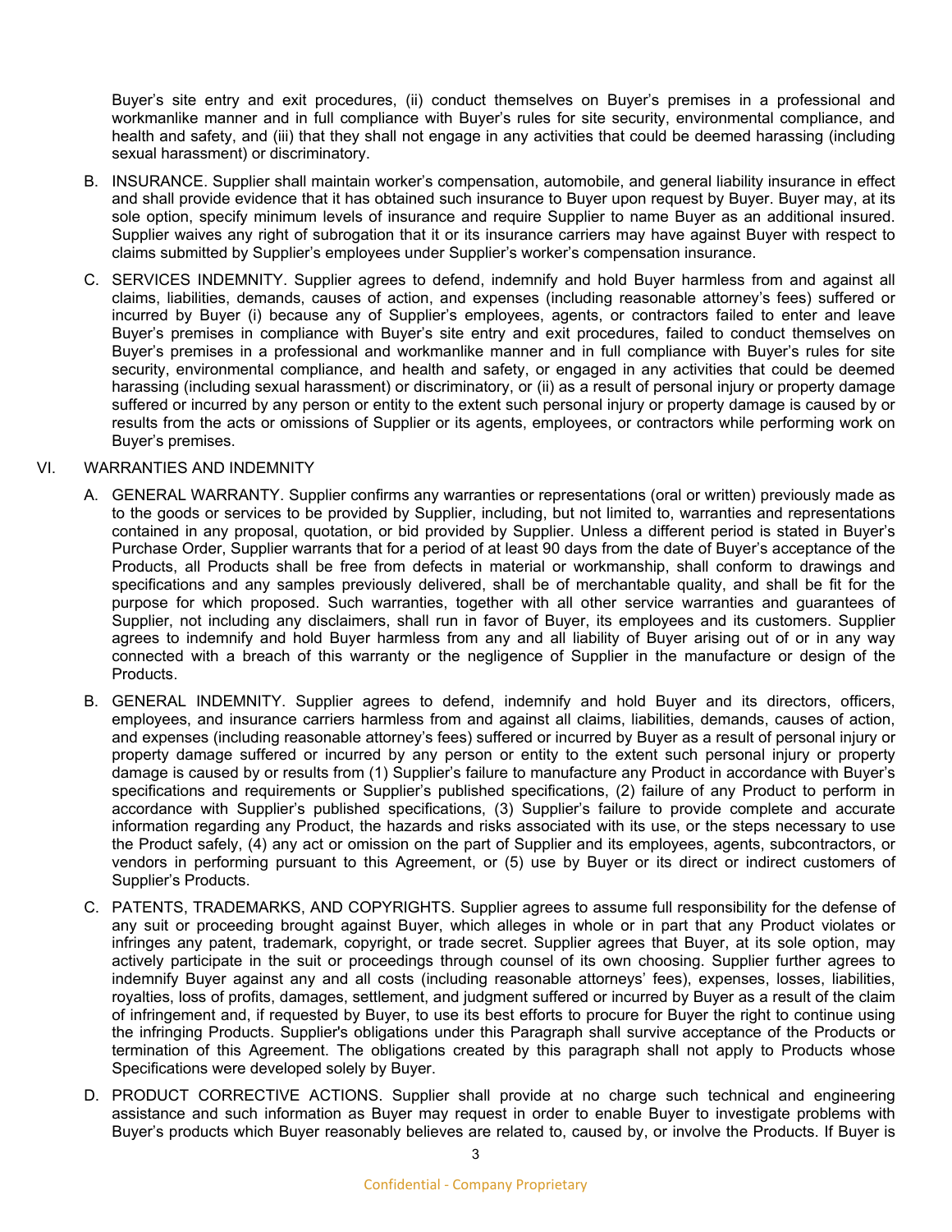Buyer's site entry and exit procedures, (ii) conduct themselves on Buyer's premises in a professional and workmanlike manner and in full compliance with Buyer's rules for site security, environmental compliance, and health and safety, and (iii) that they shall not engage in any activities that could be deemed harassing (including sexual harassment) or discriminatory.

B. INSURANCE. Supplier shall maintain worker's compensation, automobile, and general liability insurance in effect and shall provide evidence that it has obtained such insurance to Buyer upon request by Buyer. Buyer may, at its sole option, specify minimum levels of insurance and require Supplier to name Buyer as an additional insured. Supplier waives any right of subrogation that it or its insurance carriers may have against Buyer with respect to claims submitted by Supplier's employees under Supplier's worker's compensation insurance.

C. SERVICES INDEMNITY. Supplier agrees to defend, indemnify and hold Buyer harmless from and against all claims, liabilities, demands, causes of action, and expenses (including reasonable attorney's fees) suffered or incurred by Buyer (i) because any of Supplier's employees, agents, or contractors failed to enter and leave Buyer's premises in compliance with Buyer's site entry and exit procedures, failed to conduct themselves on Buyer's premises in a professional and workmanlike manner and in full compliance with Buyer's rules for site security, environmental compliance, and health and safety, or engaged in any activities that could be deemed harassing (including sexual harassment) or discriminatory, or (ii) as a result of personal injury or property damage suffered or incurred by any person or entity to the extent such personal injury or property damage is caused by or results from the acts or omissions of Supplier or its agents, employees, or contractors while performing work on Buyer's premises.

VI. WARRANTIES AND INDEMNITY

A. GENERAL WARRANTY. Supplier confirms any warranties or representations (oral or written) previously made as to the goods or services to be provided by Supplier, including, but not limited to, warranties and representations contained in any proposal, quotation, or bid provided by Supplier. Unless a different period is stated in Buyer's Purchase Order, Supplier warrants that for a period of at least 90 days from the date of Buyer's acceptance of the Products, all Products shall be free from defects in material or workmanship, shall conform to drawings and specifications and any samples previously delivered, shall be of merchantable quality, and shall be fit for the purpose for which proposed. Such warranties, together with all other service warranties and guarantees of Supplier, not including any disclaimers, shall run in favor of Buyer, its employees and its customers. Supplier agrees to indemnify and hold Buyer harmless from any and all liability of Buyer arising out of or in any way connected with a breach of this warranty or the negligence of Supplier in the manufacture or design of the Products.

B. GENERAL INDEMNITY. Supplier agrees to defend, indemnify and hold Buyer and its directors, officers, employees, and insurance carriers harmless from and against all claims, liabilities, demands, causes of action, and expenses (including reasonable attorney's fees) suffered or incurred by Buyer as a result of personal injury or property damage suffered or incurred by any person or entity to the extent such personal injury or property damage is caused by or results from (1) Supplier's failure to manufacture any Product in accordance with Buyer's specifications and requirements or Supplier's published specifications, (2) failure of any Product to perform in accordance with Supplier's published specifications, (3) Supplier's failure to provide complete and accurate information regarding any Product, the hazards and risks associated with its use, or the steps necessary to use the Product safely, (4) any act or omission on the part of Supplier and its employees, agents, subcontractors, or vendors in performing pursuant to this Agreement, or (5) use by Buyer or its direct or indirect customers of Supplier's Products.

C. PATENTS, TRADEMARKS, AND COPYRIGHTS. Supplier agrees to assume full responsibility for the defense of any suit or proceeding brought against Buyer, which alleges in whole or in part that any Product violates or infringes any patent, trademark, copyright, or trade secret. Supplier agrees that Buyer, at its sole option, may actively participate in the suit or proceedings through counsel of its own choosing. Supplier further agrees to indemnify Buyer against any and all costs (including reasonable attorneys' fees), expenses, losses, liabilities, royalties, loss of profits, damages, settlement, and judgment suffered or incurred by Buyer as a result of the claim of infringement and, if requested by Buyer, to use its best efforts to procure for Buyer the right to continue using the infringing Products. Supplier's obligations under this Paragraph shall survive acceptance of the Products or termination of this Agreement. The obligations created by this paragraph shall not apply to Products whose Specifications were developed solely by Buyer.

D. PRODUCT CORRECTIVE ACTIONS. Supplier shall provide at no charge such technical and engineering assistance and such information as Buyer may request in order to enable Buyer to investigate problems with Buyer's products which Buyer reasonably believes are related to, caused by, or involve the Products. If Buyer is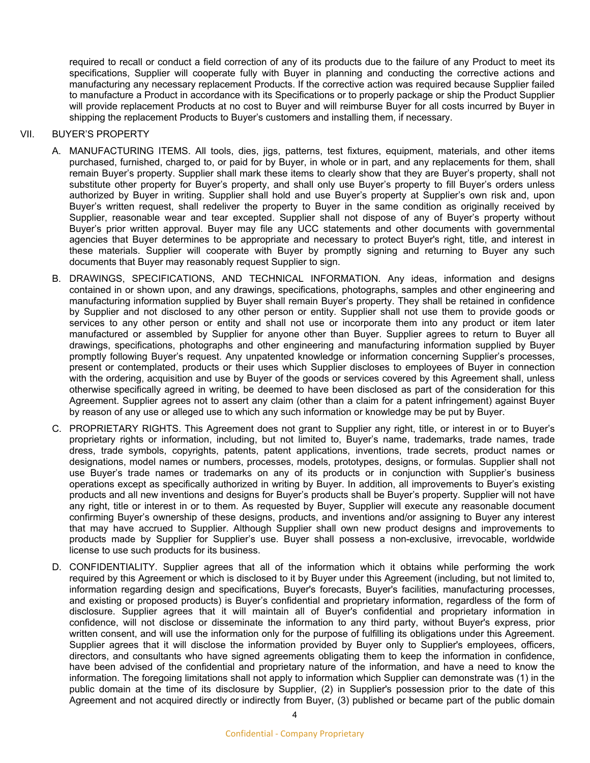required to recall or conduct a field correction of any of its products due to the failure of any Product to meet its specifications, Supplier will cooperate fully with Buyer in planning and conducting the corrective actions and manufacturing any necessary replacement Products. If the corrective action was required because Supplier failed to manufacture a Product in accordance with its Specifications or to properly package or ship the Product Supplier will provide replacement Products at no cost to Buyer and will reimburse Buyer for all costs incurred by Buyer in shipping the replacement Products to Buyer's customers and installing them, if necessary.

## VII. BUYER'S PROPERTY

A. MANUFACTURING ITEMS. All tools, dies, jigs, patterns, test fixtures, equipment, materials, and other items purchased, furnished, charged to, or paid for by Buyer, in whole or in part, and any replacements for them, shall remain Buyer's property. Supplier shall mark these items to clearly show that they are Buyer's property, shall not substitute other property for Buyer's property, and shall only use Buyer's property to fill Buyer's orders unless authorized by Buyer in writing. Supplier shall hold and use Buyer's property at Supplier's own risk and, upon Buyer's written request, shall redeliver the property to Buyer in the same condition as originally received by Supplier, reasonable wear and tear excepted. Supplier shall not dispose of any of Buyer's property without Buyer's prior written approval. Buyer may file any UCC statements and other documents with governmental agencies that Buyer determines to be appropriate and necessary to protect Buyer's right, title, and interest in these materials. Supplier will cooperate with Buyer by promptly signing and returning to Buyer any such documents that Buyer may reasonably request Supplier to sign.

B. DRAWINGS, SPECIFICATIONS, AND TECHNICAL INFORMATION. Any ideas, information and designs contained in or shown upon, and any drawings, specifications, photographs, samples and other engineering and manufacturing information supplied by Buyer shall remain Buyer's property. They shall be retained in confidence by Supplier and not disclosed to any other person or entity. Supplier shall not use them to provide goods or services to any other person or entity and shall not use or incorporate them into any product or item later manufactured or assembled by Supplier for anyone other than Buyer. Supplier agrees to return to Buyer all drawings, specifications, photographs and other engineering and manufacturing information supplied by Buyer promptly following Buyer's request. Any unpatented knowledge or information concerning Supplier's processes, present or contemplated, products or their uses which Supplier discloses to employees of Buyer in connection with the ordering, acquisition and use by Buyer of the goods or services covered by this Agreement shall, unless otherwise specifically agreed in writing, be deemed to have been disclosed as part of the consideration for this Agreement. Supplier agrees not to assert any claim (other than a claim for a patent infringement) against Buyer by reason of any use or alleged use to which any such information or knowledge may be put by Buyer.

C. PROPRIETARY RIGHTS. This Agreement does not grant to Supplier any right, title, or interest in or to Buyer's proprietary rights or information, including, but not limited to, Buyer's name, trademarks, trade names, trade dress, trade symbols, copyrights, patents, patent applications, inventions, trade secrets, product names or designations, model names or numbers, processes, models, prototypes, designs, or formulas. Supplier shall not use Buyer's trade names or trademarks on any of its products or in conjunction with Supplier's business operations except as specifically authorized in writing by Buyer. In addition, all improvements to Buyer's existing products and all new inventions and designs for Buyer's products shall be Buyer's property. Supplier will not have any right, title or interest in or to them. As requested by Buyer, Supplier will execute any reasonable document confirming Buyer's ownership of these designs, products, and inventions and/or assigning to Buyer any interest that may have accrued to Supplier. Although Supplier shall own new product designs and improvements to products made by Supplier for Supplier's use. Buyer shall possess a non-exclusive, irrevocable, worldwide license to use such products for its business.

D. CONFIDENTIALITY. Supplier agrees that all of the information which it obtains while performing the work required by this Agreement or which is disclosed to it by Buyer under this Agreement (including, but not limited to, information regarding design and specifications, Buyer's forecasts, Buyer's facilities, manufacturing processes, and existing or proposed products) is Buyer's confidential and proprietary information, regardless of the form of disclosure. Supplier agrees that it will maintain all of Buyer's confidential and proprietary information in confidence, will not disclose or disseminate the information to any third party, without Buyer's express, prior written consent, and will use the information only for the purpose of fulfilling its obligations under this Agreement. Supplier agrees that it will disclose the information provided by Buyer only to Supplier's employees, officers, directors, and consultants who have signed agreements obligating them to keep the information in confidence, have been advised of the confidential and proprietary nature of the information, and have a need to know the information. The foregoing limitations shall not apply to information which Supplier can demonstrate was (1) in the public domain at the time of its disclosure by Supplier, (2) in Supplier's possession prior to the date of this Agreement and not acquired directly or indirectly from Buyer, (3) published or became part of the public domain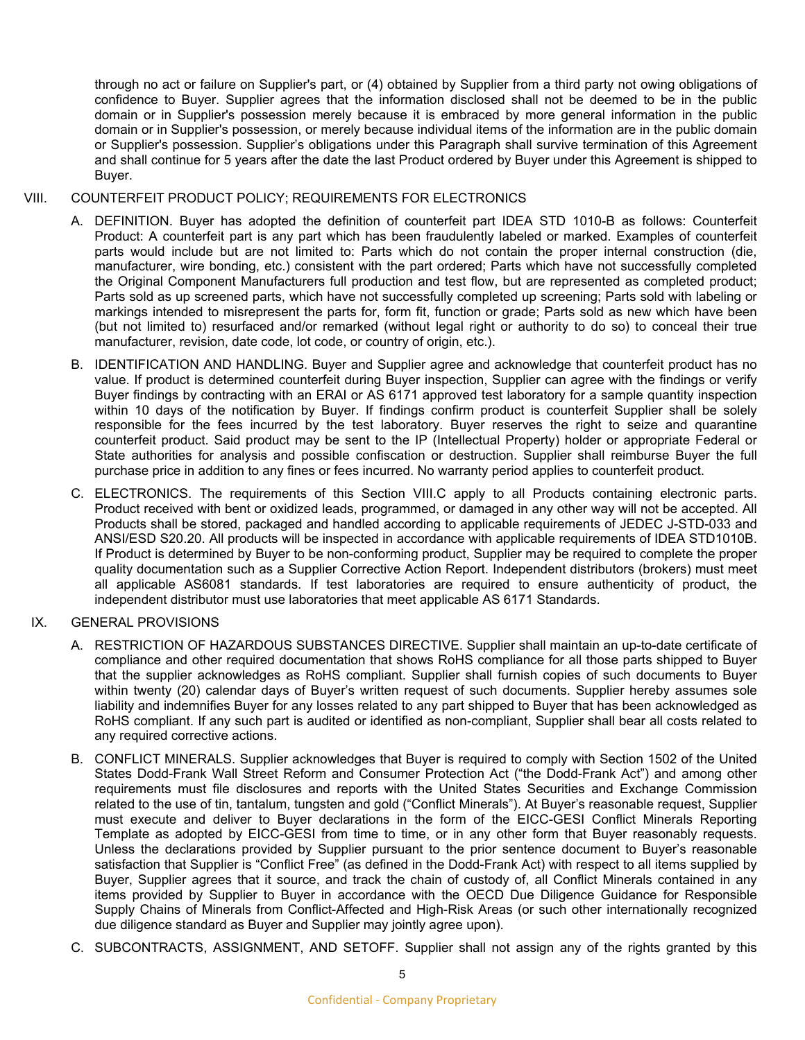through no act or failure on Supplier's part, or (4) obtained by Supplier from a third party not owing obligations of confidence to Buyer. Supplier agrees that the information disclosed shall not be deemed to be in the public domain or in Supplier's possession merely because it is embraced by more general information in the public domain or in Supplier's possession, or merely because individual items of the information are in the public domain or Supplier's possession. Supplier's obligations under this Paragraph shall survive termination of this Agreement and shall continue for 5 years after the date the last Product ordered by Buyer under this Agreement is shipped to Buyer.

## VIII. COUNTERFEIT PRODUCT POLICY; REQUIREMENTS FOR ELECTRONICS

A. DEFINITION. Buyer has adopted the definition of counterfeit part IDEA STD 1010-B as follows: Counterfeit Product: A counterfeit part is any part which has been fraudulently labeled or marked. Examples of counterfeit parts would include but are not limited to: Parts which do not contain the proper internal construction (die, manufacturer, wire bonding, etc.) consistent with the part ordered; Parts which have not successfully completed the Original Component Manufacturers full production and test flow, but are represented as completed product; Parts sold as up screened parts, which have not successfully completed up screening; Parts sold with labeling or markings intended to misrepresent the parts for, form fit, function or grade; Parts sold as new which have been (but not limited to) resurfaced and/or remarked (without legal right or authority to do so) to conceal their true manufacturer, revision, date code, lot code, or country of origin, etc.).

B. IDENTIFICATION AND HANDLING. Buyer and Supplier agree and acknowledge that counterfeit product has no value. If product is determined counterfeit during Buyer inspection, Supplier can agree with the findings or verify Buyer findings by contracting with an ERAI or AS 6171 approved test laboratory for a sample quantity inspection within 10 days of the notification by Buyer. If findings confirm product is counterfeit Supplier shall be solely responsible for the fees incurred by the test laboratory. Buyer reserves the right to seize and quarantine counterfeit product. Said product may be sent to the IP (Intellectual Property) holder or appropriate Federal or State authorities for analysis and possible confiscation or destruction. Supplier shall reimburse Buyer the full purchase price in addition to any fines or fees incurred. No warranty period applies to counterfeit product.

C. ELECTRONICS. The requirements of this Section VIII.C apply to all Products containing electronic parts. Product received with bent or oxidized leads, programmed, or damaged in any other way will not be accepted. All Products shall be stored, packaged and handled according to applicable requirements of JEDEC J-STD-033 and ANSI/ESD S20.20. All products will be inspected in accordance with applicable requirements of IDEA STD1010B. If Product is determined by Buyer to be non-conforming product, Supplier may be required to complete the proper quality documentation such as a Supplier Corrective Action Report. Independent distributors (brokers) must meet all applicable AS6081 standards. If test laboratories are required to ensure authenticity of product, the independent distributor must use laboratories that meet applicable AS 6171 Standards.

## IX. GENERAL PROVISIONS

A. RESTRICTION OF HAZARDOUS SUBSTANCES DIRECTIVE. Supplier shall maintain an up-to-date certificate of compliance and other required documentation that shows RoHS compliance for all those parts shipped to Buyer that the supplier acknowledges as RoHS compliant. Supplier shall furnish copies of such documents to Buyer within twenty (20) calendar days of Buyer's written request of such documents. Supplier hereby assumes sole liability and indemnifies Buyer for any losses related to any part shipped to Buyer that has been acknowledged as RoHS compliant. If any such part is audited or identified as non-compliant, Supplier shall bear all costs related to any required corrective actions.

B. CONFLICT MINERALS. Supplier acknowledges that Buyer is required to comply with Section 1502 of the United States Dodd-Frank Wall Street Reform and Consumer Protection Act ("the Dodd-Frank Act") and among other requirements must file disclosures and reports with the United States Securities and Exchange Commission related to the use of tin, tantalum, tungsten and gold ("Conflict Minerals"). At Buyer's reasonable request, Supplier must execute and deliver to Buyer declarations in the form of the EICC-GESI Conflict Minerals Reporting Template as adopted by EICC-GESI from time to time, or in any other form that Buyer reasonably requests. Unless the declarations provided by Supplier pursuant to the prior sentence document to Buyer's reasonable satisfaction that Supplier is "Conflict Free" (as defined in the Dodd-Frank Act) with respect to all items supplied by Buyer, Supplier agrees that it source, and track the chain of custody of, all Conflict Minerals contained in any items provided by Supplier to Buyer in accordance with the OECD Due Diligence Guidance for Responsible Supply Chains of Minerals from Conflict-Affected and High-Risk Areas (or such other internationally recognized due diligence standard as Buyer and Supplier may jointly agree upon).

C. SUBCONTRACTS, ASSIGNMENT, AND SETOFF. Supplier shall not assign any of the rights granted by this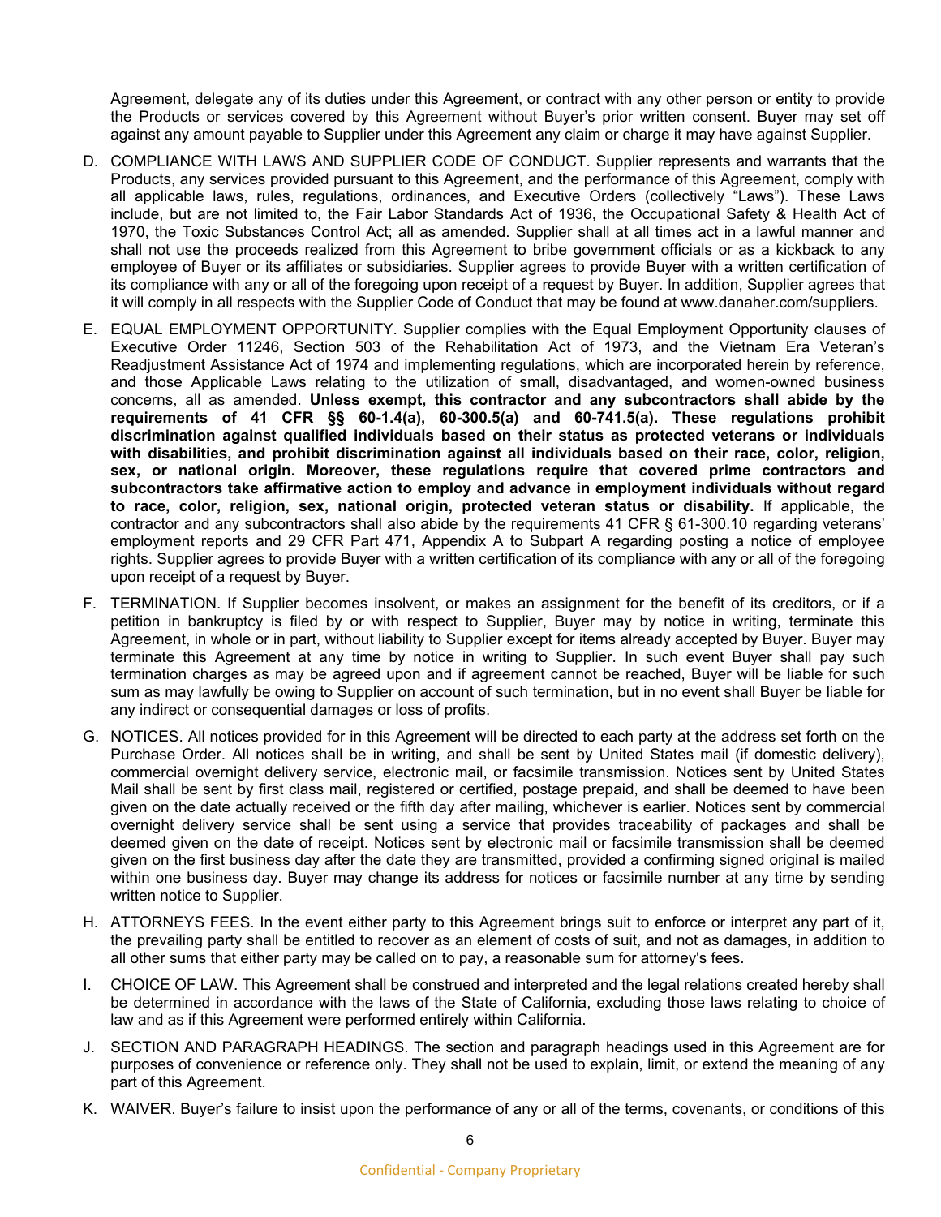Agreement, delegate any of its duties under this Agreement, or contract with any other person or entity to provide the Products or services covered by this Agreement without Buyer's prior written consent. Buyer may set off against any amount payable to Supplier under this Agreement any claim or charge it may have against Supplier.

D. COMPLIANCE WITH LAWS AND SUPPLIER CODE OF CONDUCT. Supplier represents and warrants that the Products, any services provided pursuant to this Agreement, and the performance of this Agreement, comply with all applicable laws, rules, regulations, ordinances, and Executive Orders (collectively "Laws"). These Laws include, but are not limited to, the Fair Labor Standards Act of 1936, the Occupational Safety & Health Act of 1970, the Toxic Substances Control Act; all as amended. Supplier shall at all times act in a lawful manner and shall not use the proceeds realized from this Agreement to bribe government officials or as a kickback to any employee of Buyer or its affiliates or subsidiaries. Supplier agrees to provide Buyer with a written certification of its compliance with any or all of the foregoing upon receipt of a request by Buyer. In addition, Supplier agrees that it will comply in all respects with the Supplier Code of Conduct that may be found at www.danaher.com/suppliers.

E. EQUAL EMPLOYMENT OPPORTUNITY. Supplier complies with the Equal Employment Opportunity clauses of Executive Order 11246, Section 503 of the Rehabilitation Act of 1973, and the Vietnam Era Veteran's Readjustment Assistance Act of 1974 and implementing regulations, which are incorporated herein by reference, and those Applicable Laws relating to the utilization of small, disadvantaged, and women-owned business concerns, all as amended. **Unless exempt, this contractor and any subcontractors shall abide by the requirements of 41 CFR §§ 60-1.4(a), 60-300.5(a) and 60-741.5(a). These regulations prohibit discrimination against qualified individuals based on their status as protected veterans or individuals with disabilities, and prohibit discrimination against all individuals based on their race, color, religion, sex, or national origin. Moreover, these regulations require that covered prime contractors and subcontractors take affirmative action to employ and advance in employment individuals without regard to race, color, religion, sex, national origin, protected veteran status or disability.** If applicable, the contractor and any subcontractors shall also abide by the requirements 41 CFR § 61-300.10 regarding veterans' employment reports and 29 CFR Part 471, Appendix A to Subpart A regarding posting a notice of employee rights. Supplier agrees to provide Buyer with a written certification of its compliance with any or all of the foregoing upon receipt of a request by Buyer.

F. TERMINATION. If Supplier becomes insolvent, or makes an assignment for the benefit of its creditors, or if a petition in bankruptcy is filed by or with respect to Supplier, Buyer may by notice in writing, terminate this Agreement, in whole or in part, without liability to Supplier except for items already accepted by Buyer. Buyer may terminate this Agreement at any time by notice in writing to Supplier. In such event Buyer shall pay such termination charges as may be agreed upon and if agreement cannot be reached, Buyer will be liable for such sum as may lawfully be owing to Supplier on account of such termination, but in no event shall Buyer be liable for any indirect or consequential damages or loss of profits.

G. NOTICES. All notices provided for in this Agreement will be directed to each party at the address set forth on the Purchase Order. All notices shall be in writing, and shall be sent by United States mail (if domestic delivery), commercial overnight delivery service, electronic mail, or facsimile transmission. Notices sent by United States Mail shall be sent by first class mail, registered or certified, postage prepaid, and shall be deemed to have been given on the date actually received or the fifth day after mailing, whichever is earlier. Notices sent by commercial overnight delivery service shall be sent using a service that provides traceability of packages and shall be deemed given on the date of receipt. Notices sent by electronic mail or facsimile transmission shall be deemed given on the first business day after the date they are transmitted, provided a confirming signed original is mailed within one business day. Buyer may change its address for notices or facsimile number at any time by sending written notice to Supplier.

H. ATTORNEYS FEES. In the event either party to this Agreement brings suit to enforce or interpret any part of it, the prevailing party shall be entitled to recover as an element of costs of suit, and not as damages, in addition to all other sums that either party may be called on to pay, a reasonable sum for attorney's fees.

I. CHOICE OF LAW. This Agreement shall be construed and interpreted and the legal relations created hereby shall be determined in accordance with the laws of the State of California, excluding those laws relating to choice of law and as if this Agreement were performed entirely within California.

J. SECTION AND PARAGRAPH HEADINGS. The section and paragraph headings used in this Agreement are for purposes of convenience or reference only. They shall not be used to explain, limit, or extend the meaning of any part of this Agreement.

K. WAIVER. Buyer's failure to insist upon the performance of any or all of the terms, covenants, or conditions of this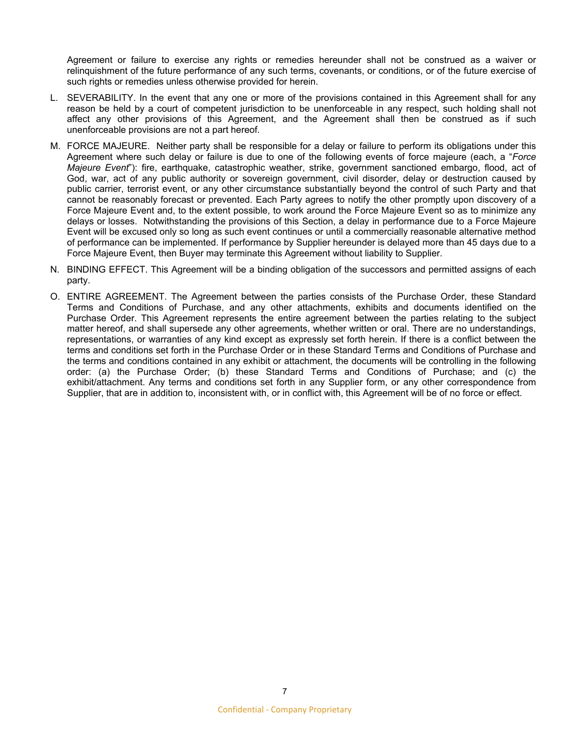Agreement or failure to exercise any rights or remedies hereunder shall not be construed as a waiver or relinquishment of the future performance of any such terms, covenants, or conditions, or of the future exercise of such rights or remedies unless otherwise provided for herein.

L. SEVERABILITY. In the event that any one or more of the provisions contained in this Agreement shall for any reason be held by a court of competent jurisdiction to be unenforceable in any respect, such holding shall not affect any other provisions of this Agreement, and the Agreement shall then be construed as if such unenforceable provisions are not a part hereof.

M. FORCE MAJEURE. Neither party shall be responsible for a delay or failure to perform its obligations under this Agreement where such delay or failure is due to one of the following events of force majeure (each, a "*Force Majeure Event*"): fire, earthquake, catastrophic weather, strike, government sanctioned embargo, flood, act of God, war, act of any public authority or sovereign government, civil disorder, delay or destruction caused by public carrier, terrorist event, or any other circumstance substantially beyond the control of such Party and that cannot be reasonably forecast or prevented. Each Party agrees to notify the other promptly upon discovery of a Force Majeure Event and, to the extent possible, to work around the Force Majeure Event so as to minimize any delays or losses. Notwithstanding the provisions of this Section, a delay in performance due to a Force Majeure Event will be excused only so long as such event continues or until a commercially reasonable alternative method of performance can be implemented. If performance by Supplier hereunder is delayed more than 45 days due to a Force Majeure Event, then Buyer may terminate this Agreement without liability to Supplier.

N. BINDING EFFECT. This Agreement will be a binding obligation of the successors and permitted assigns of each party.

O. ENTIRE AGREEMENT. The Agreement between the parties consists of the Purchase Order, these Standard Terms and Conditions of Purchase, and any other attachments, exhibits and documents identified on the Purchase Order. This Agreement represents the entire agreement between the parties relating to the subject matter hereof, and shall supersede any other agreements, whether written or oral. There are no understandings, representations, or warranties of any kind except as expressly set forth herein. If there is a conflict between the terms and conditions set forth in the Purchase Order or in these Standard Terms and Conditions of Purchase and the terms and conditions contained in any exhibit or attachment, the documents will be controlling in the following order: (a) the Purchase Order; (b) these Standard Terms and Conditions of Purchase; and (c) the exhibit/attachment. Any terms and conditions set forth in any Supplier form, or any other correspondence from Supplier, that are in addition to, inconsistent with, or in conflict with, this Agreement will be of no force or effect.